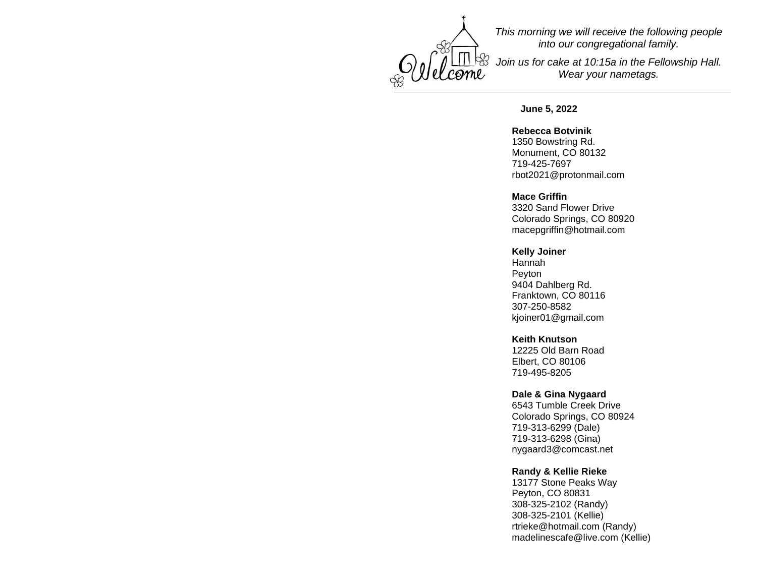*This morning we will receive the following people into our congregational family.*

*Join us for cake at 10:15a in the Fellowship Hall. Wear your nametags.*

---

**June 5, 2022**

**Rebecca Botvinik**
1350 Bowstring Rd.
Monument, CO 80132
719-425-7697
rbot2021@protonmail.com

**Mace Griffin**
3320 Sand Flower Drive
Colorado Springs, CO 80920
macepgriffin@hotmail.com

**Kelly Joiner**
Hannah
Peyton
9404 Dahlberg Rd.
Franktown, CO 80116
307-250-8582
kjoiner01@gmail.com

**Keith Knutson**
12225 Old Barn Road
Elbert, CO 80106
719-495-8205

**Dale & Gina Nygaard**
6543 Tumble Creek Drive
Colorado Springs, CO 80924
719-313-6299 (Dale)
719-313-6298 (Gina)
nygaard3@comcast.net

**Randy & Kellie Rieke**
13177 Stone Peaks Way
Peyton, CO 80831
308-325-2102 (Randy)
308-325-2101 (Kellie)
rtrieke@hotmail.com (Randy)
madelinescafe@live.com (Kellie)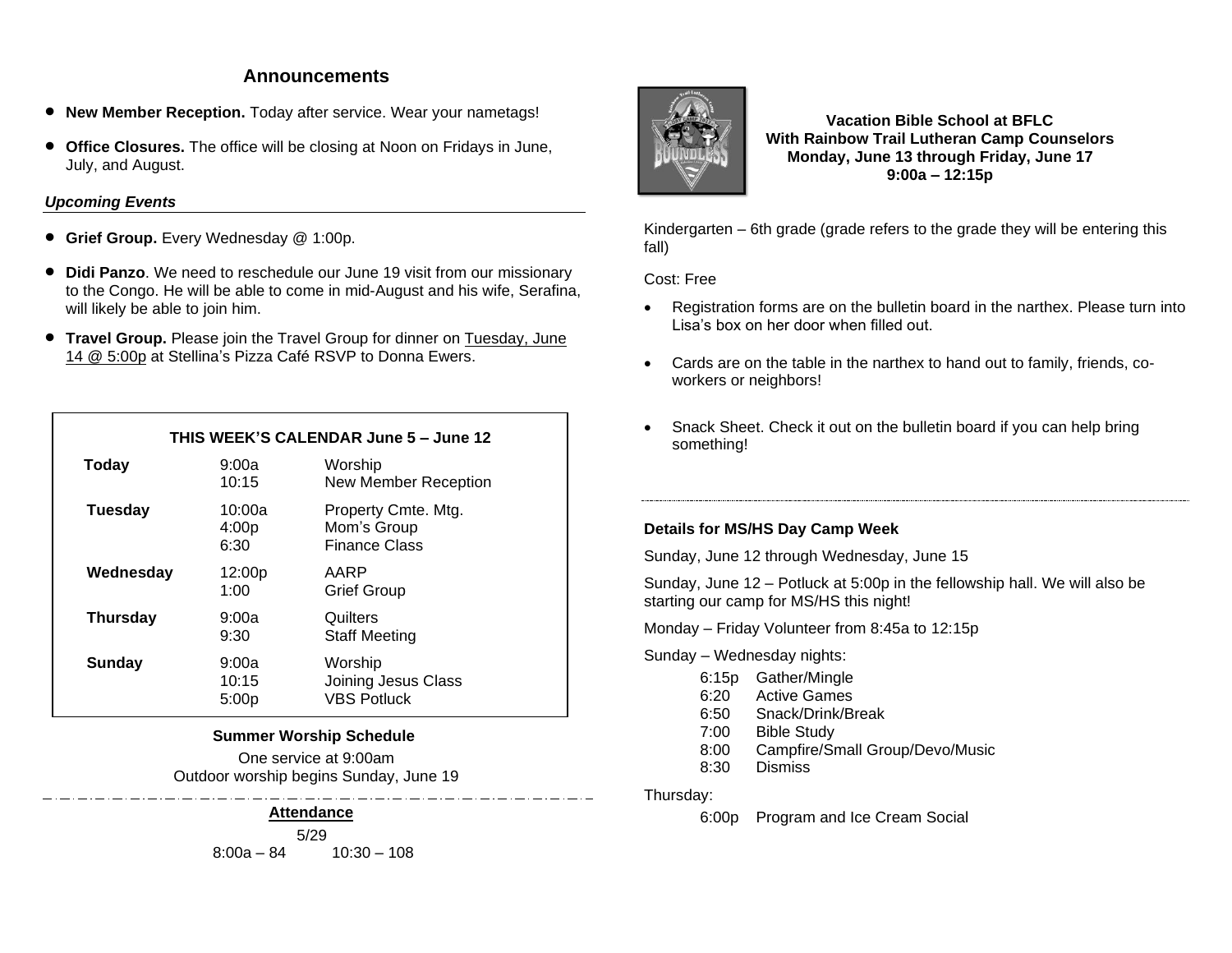## Announcements

- **New Member Reception.** Today after service. Wear your nametags!
- **Office Closures.** The office will be closing at Noon on Fridays in June, July, and August.

***Upcoming Events***

- **Grief Group.** Every Wednesday @ 1:00p.
- **Didi Panzo**. We need to reschedule our June 19 visit from our missionary to the Congo. He will be able to come in mid-August and his wife, Serafina, will likely be able to join him.
- **Travel Group.** Please join the Travel Group for dinner on Tuesday, June 14 @ 5:00p at Stellina's Pizza Café RSVP to Donna Ewers.

**THIS WEEK'S CALENDAR June 5 – June 12**

| | | |
|---|---|---|
| **Today** | 9:00a | Worship |
| | 10:15 | New Member Reception |
| **Tuesday** | 10:00a | Property Cmte. Mtg. |
| | 4:00p | Mom's Group |
| | 6:30 | Finance Class |
| **Wednesday** | 12:00p | AARP |
| | 1:00 | Grief Group |
| **Thursday** | 9:00a | Quilters |
| | 9:30 | Staff Meeting |
| **Sunday** | 9:00a | Worship |
| | 10:15 | Joining Jesus Class |
| | 5:00p | VBS Potluck |

**Summer Worship Schedule**

One service at 9:00am
Outdoor worship begins Sunday, June 19

**Attendance**

5/29
8:00a – 84 10:30 – 108

**Vacation Bible School at BFLC**
**With Rainbow Trail Lutheran Camp Counselors**
**Monday, June 13 through Friday, June 17**
**9:00a – 12:15p**

Kindergarten – 6th grade (grade refers to the grade they will be entering this fall)

Cost: Free

- Registration forms are on the bulletin board in the narthex. Please turn into Lisa's box on her door when filled out.
- Cards are on the table in the narthex to hand out to family, friends, co-workers or neighbors!
- Snack Sheet. Check it out on the bulletin board if you can help bring something!

**Details for MS/HS Day Camp Week**

Sunday, June 12 through Wednesday, June 15

Sunday, June 12 – Potluck at 5:00p in the fellowship hall. We will also be starting our camp for MS/HS this night!

Monday – Friday Volunteer from 8:45a to 12:15p

Sunday – Wednesday nights:

| | |
|---|---|
| 6:15p | Gather/Mingle |
| 6:20 | Active Games |
| 6:50 | Snack/Drink/Break |
| 7:00 | Bible Study |
| 8:00 | Campfire/Small Group/Devo/Music |
| 8:30 | Dismiss |

Thursday:

6:00p Program and Ice Cream Social